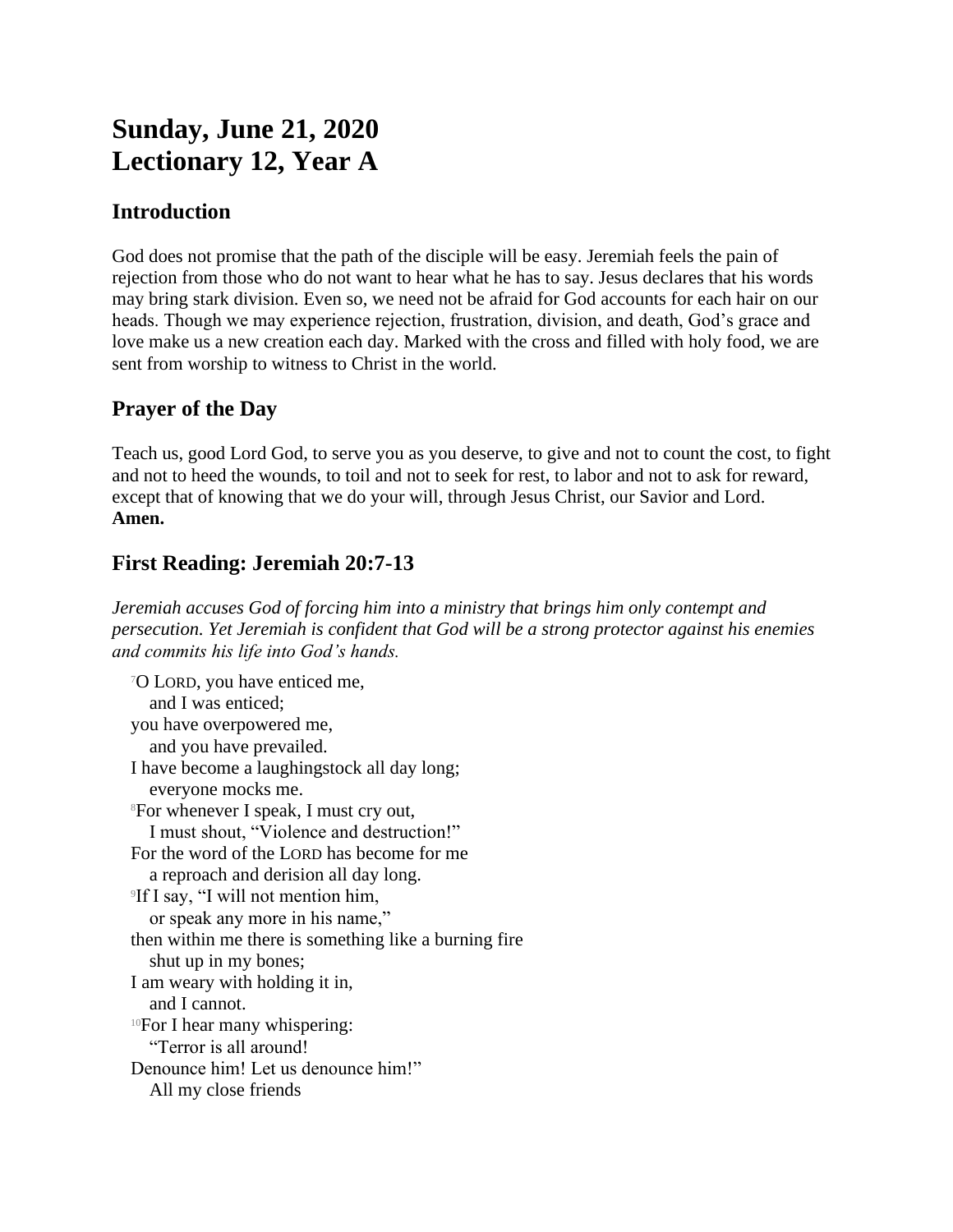# Sunday, June 21, 2020
# Lectionary 12, Year A

## Introduction

God does not promise that the path of the disciple will be easy. Jeremiah feels the pain of rejection from those who do not want to hear what he has to say. Jesus declares that his words may bring stark division. Even so, we need not be afraid for God accounts for each hair on our heads. Though we may experience rejection, frustration, division, and death, God's grace and love make us a new creation each day. Marked with the cross and filled with holy food, we are sent from worship to witness to Christ in the world.

## Prayer of the Day

Teach us, good Lord God, to serve you as you deserve, to give and not to count the cost, to fight and not to heed the wounds, to toil and not to seek for rest, to labor and not to ask for reward, except that of knowing that we do your will, through Jesus Christ, our Savior and Lord. **Amen.**

## First Reading: Jeremiah 20:7-13

*Jeremiah accuses God of forcing him into a ministry that brings him only contempt and persecution. Yet Jeremiah is confident that God will be a strong protector against his enemies and commits his life into God's hands.*

[7]O LORD, you have enticed me,
  and I was enticed;
you have overpowered me,
  and you have prevailed.
I have become a laughingstock all day long;
  everyone mocks me.
[8]For whenever I speak, I must cry out,
  I must shout, "Violence and destruction!"
For the word of the LORD has become for me
  a reproach and derision all day long.
[9]If I say, "I will not mention him,
  or speak any more in his name,"
then within me there is something like a burning fire
  shut up in my bones;
I am weary with holding it in,
  and I cannot.
[10]For I hear many whispering:
  "Terror is all around!
Denounce him! Let us denounce him!"
  All my close friends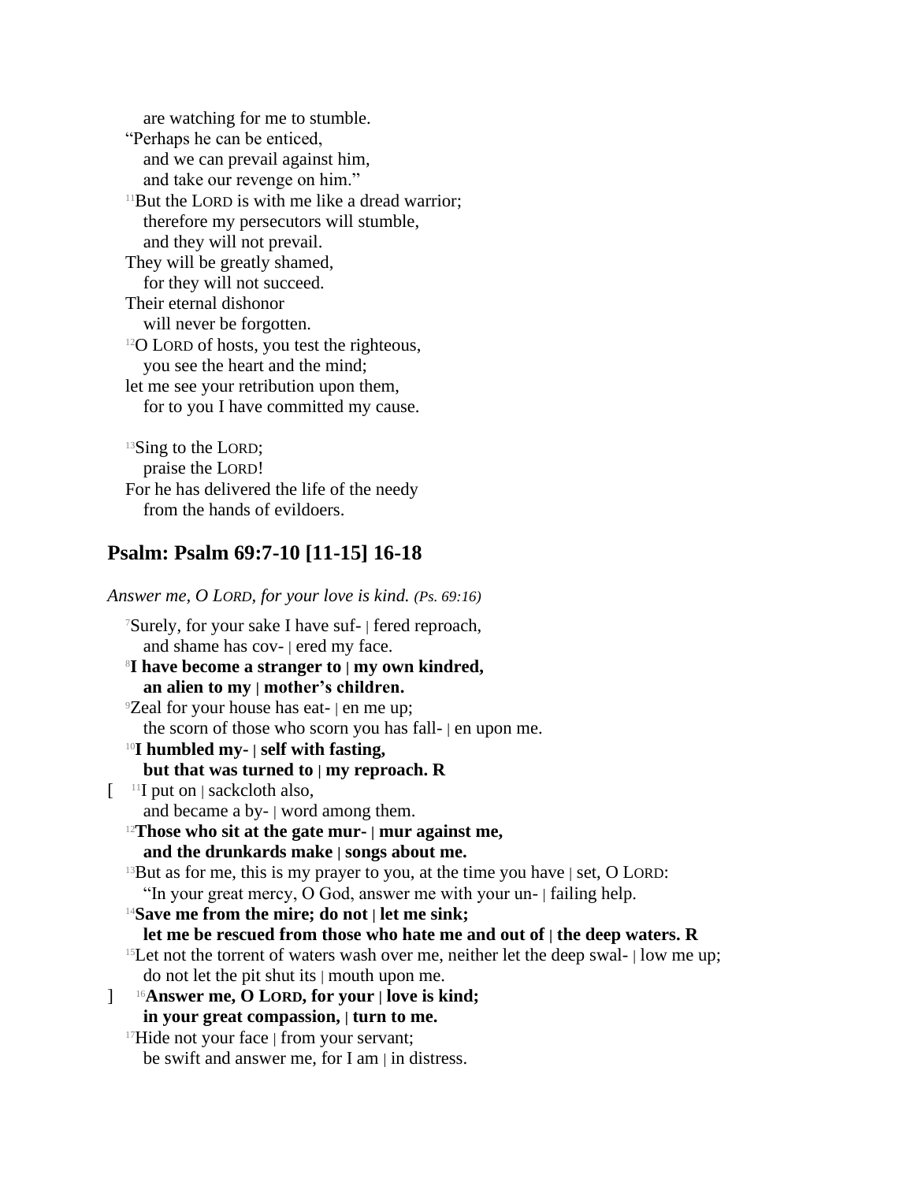are watching for me to stumble.
"Perhaps he can be enticed,
and we can prevail against him,
and take our revenge on him."
[11]But the LORD is with me like a dread warrior;
therefore my persecutors will stumble,
and they will not prevail.
They will be greatly shamed,
for they will not succeed.
Their eternal dishonor
will never be forgotten.
[12]O LORD of hosts, you test the righteous,
you see the heart and the mind;
let me see your retribution upon them,
for to you I have committed my cause.

[13]Sing to the LORD;
praise the LORD!
For he has delivered the life of the needy
from the hands of evildoers.

## Psalm: Psalm 69:7-10 [11-15] 16-18

*Answer me, O LORD, for your love is kind. (Ps. 69:16)*

[7]Surely, for your sake I have suf- | fered reproach,
and shame has cov- | ered my face.
**[8]I have become a stranger to | my own kindred,**
**an alien to my | mother's children.**
[9]Zeal for your house has eat- | en me up;
the scorn of those who scorn you has fall- | en upon me.
**[10]I humbled my- | self with fasting,**
**but that was turned to | my reproach. R**
[ [11]I put on | sackcloth also,
and became a by- | word among them.
**[12]Those who sit at the gate mur- | mur against me,**
**and the drunkards make | songs about me.**
[13]But as for me, this is my prayer to you, at the time you have | set, O LORD:
"In your great mercy, O God, answer me with your un- | failing help.
**[14]Save me from the mire; do not | let me sink;**
**let me be rescued from those who hate me and out of | the deep waters. R**
[15]Let not the torrent of waters wash over me, neither let the deep swal- | low me up;
do not let the pit shut its | mouth upon me.
] **[16]Answer me, O LORD, for your | love is kind;**
**in your great compassion, | turn to me.**
[17]Hide not your face | from your servant;
be swift and answer me, for I am | in distress.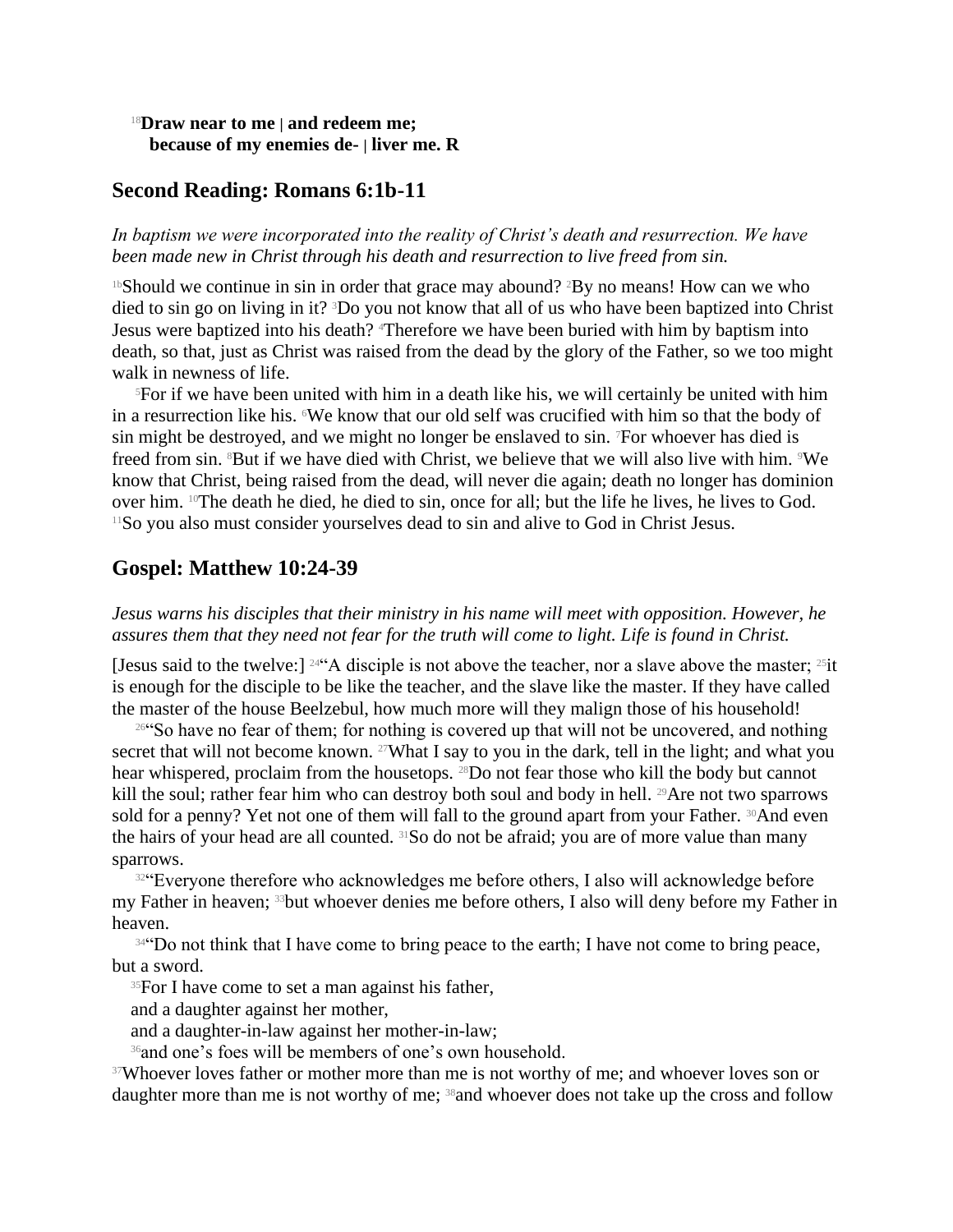[18]**Draw near to me | and redeem me;**
**because of my enemies de- | liver me. R**

## Second Reading: Romans 6:1b-11

*In baptism we were incorporated into the reality of Christ's death and resurrection. We have been made new in Christ through his death and resurrection to live freed from sin.*

[1b]Should we continue in sin in order that grace may abound? [2]By no means! How can we who died to sin go on living in it? [3]Do you not know that all of us who have been baptized into Christ Jesus were baptized into his death? [4]Therefore we have been buried with him by baptism into death, so that, just as Christ was raised from the dead by the glory of the Father, so we too might walk in newness of life.

[5]For if we have been united with him in a death like his, we will certainly be united with him in a resurrection like his. [6]We know that our old self was crucified with him so that the body of sin might be destroyed, and we might no longer be enslaved to sin. [7]For whoever has died is freed from sin. [8]But if we have died with Christ, we believe that we will also live with him. [9]We know that Christ, being raised from the dead, will never die again; death no longer has dominion over him. [10]The death he died, he died to sin, once for all; but the life he lives, he lives to God. [11]So you also must consider yourselves dead to sin and alive to God in Christ Jesus.

## Gospel: Matthew 10:24-39

*Jesus warns his disciples that their ministry in his name will meet with opposition. However, he assures them that they need not fear for the truth will come to light. Life is found in Christ.*

[Jesus said to the twelve:] [24]"A disciple is not above the teacher, nor a slave above the master; [25]it is enough for the disciple to be like the teacher, and the slave like the master. If they have called the master of the house Beelzebul, how much more will they malign those of his household!

[26]"So have no fear of them; for nothing is covered up that will not be uncovered, and nothing secret that will not become known. [27]What I say to you in the dark, tell in the light; and what you hear whispered, proclaim from the housetops. [28]Do not fear those who kill the body but cannot kill the soul; rather fear him who can destroy both soul and body in hell. [29]Are not two sparrows sold for a penny? Yet not one of them will fall to the ground apart from your Father. [30]And even the hairs of your head are all counted. [31]So do not be afraid; you are of more value than many sparrows.

[32]"Everyone therefore who acknowledges me before others, I also will acknowledge before my Father in heaven; [33]but whoever denies me before others, I also will deny before my Father in heaven.

[34]"Do not think that I have come to bring peace to the earth; I have not come to bring peace, but a sword.

[35]For I have come to set a man against his father,
and a daughter against her mother,
and a daughter-in-law against her mother-in-law;
[36]and one's foes will be members of one's own household.

[37]Whoever loves father or mother more than me is not worthy of me; and whoever loves son or daughter more than me is not worthy of me; [38]and whoever does not take up the cross and follow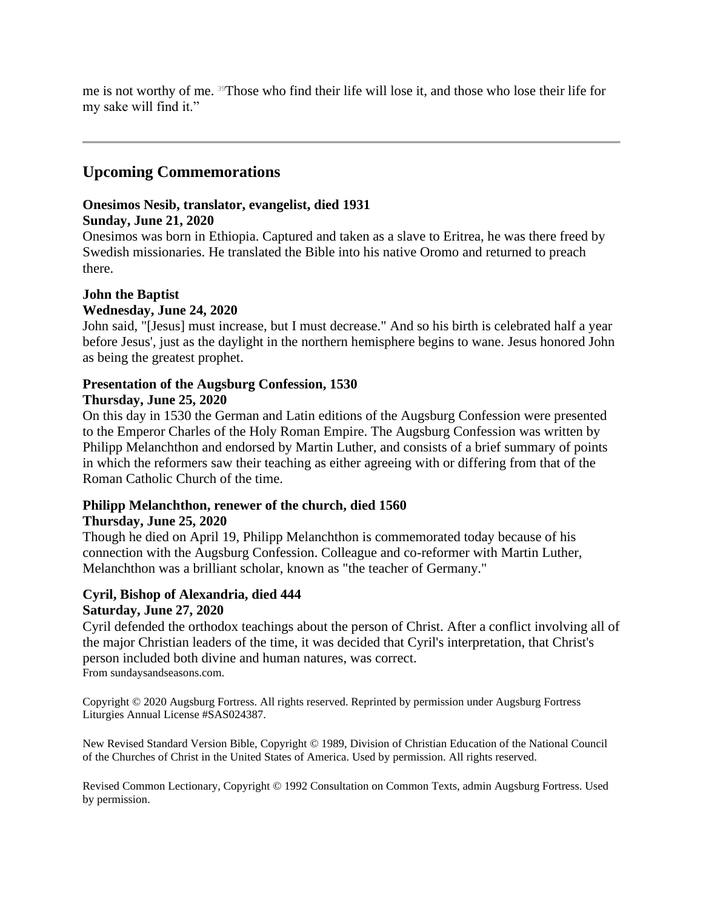me is not worthy of me. [39]Those who find their life will lose it, and those who lose their life for my sake will find it."

---

## Upcoming Commemorations

**Onesimos Nesib, translator, evangelist, died 1931**
**Sunday, June 21, 2020**
Onesimos was born in Ethiopia. Captured and taken as a slave to Eritrea, he was there freed by Swedish missionaries. He translated the Bible into his native Oromo and returned to preach there.

**John the Baptist**
**Wednesday, June 24, 2020**
John said, "[Jesus] must increase, but I must decrease." And so his birth is celebrated half a year before Jesus', just as the daylight in the northern hemisphere begins to wane. Jesus honored John as being the greatest prophet.

**Presentation of the Augsburg Confession, 1530**
**Thursday, June 25, 2020**
On this day in 1530 the German and Latin editions of the Augsburg Confession were presented to the Emperor Charles of the Holy Roman Empire. The Augsburg Confession was written by Philipp Melanchthon and endorsed by Martin Luther, and consists of a brief summary of points in which the reformers saw their teaching as either agreeing with or differing from that of the Roman Catholic Church of the time.

**Philipp Melanchthon, renewer of the church, died 1560**
**Thursday, June 25, 2020**
Though he died on April 19, Philipp Melanchthon is commemorated today because of his connection with the Augsburg Confession. Colleague and co-reformer with Martin Luther, Melanchthon was a brilliant scholar, known as "the teacher of Germany."

**Cyril, Bishop of Alexandria, died 444**
**Saturday, June 27, 2020**
Cyril defended the orthodox teachings about the person of Christ. After a conflict involving all of the major Christian leaders of the time, it was decided that Cyril's interpretation, that Christ's person included both divine and human natures, was correct.
From sundaysandseasons.com.

Copyright © 2020 Augsburg Fortress. All rights reserved. Reprinted by permission under Augsburg Fortress Liturgies Annual License #SAS024387.

New Revised Standard Version Bible, Copyright © 1989, Division of Christian Education of the National Council of the Churches of Christ in the United States of America. Used by permission. All rights reserved.

Revised Common Lectionary, Copyright © 1992 Consultation on Common Texts, admin Augsburg Fortress. Used by permission.